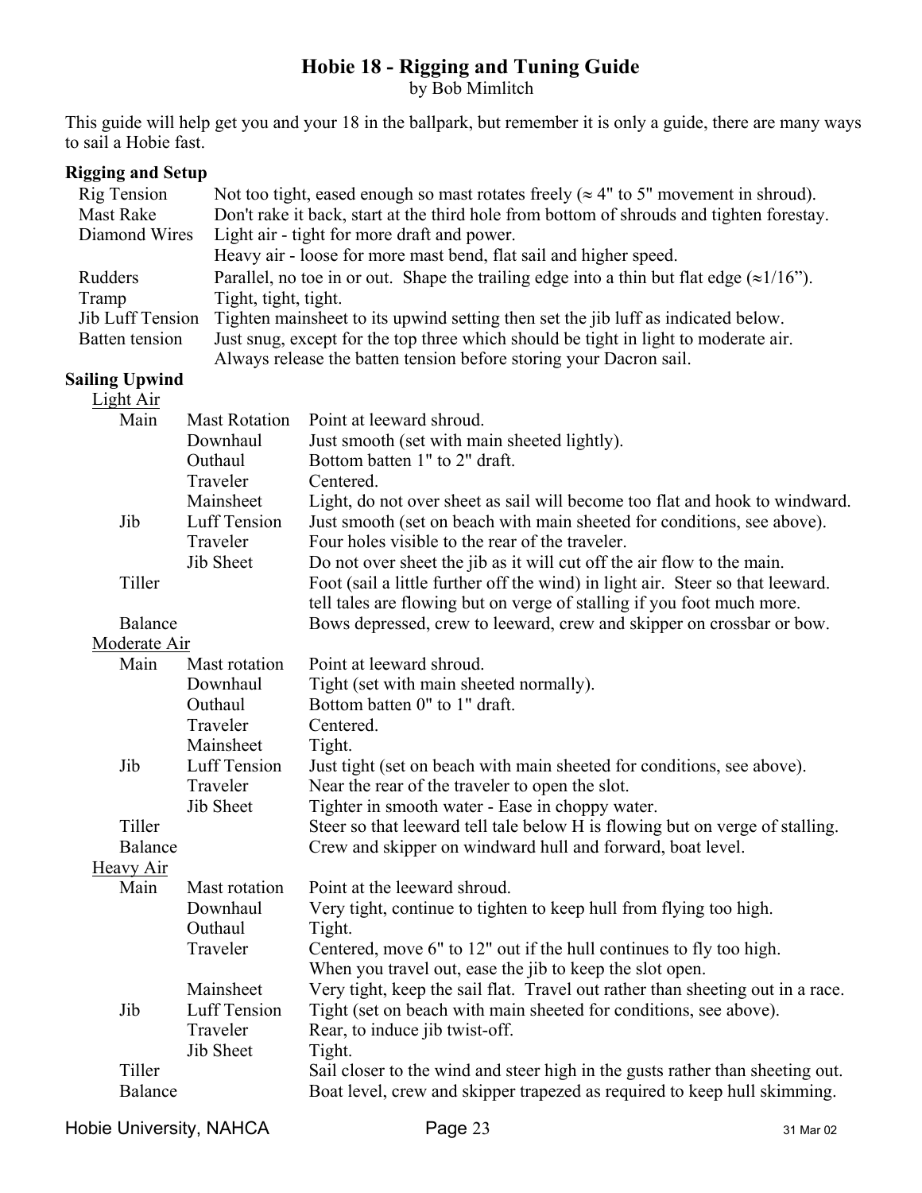# Hobie 18 - Rigging and Tuning Guide

by Bob Mimlitch

This guide will help get you and your 18 in the ballpark, but remember it is only a guide, there are many ways to sail a Hobie fast.

## Rigging and Setup

| | |
|---|---|
| Rig Tension | Not too tight, eased enough so mast rotates freely (≈ 4" to 5" movement in shroud). |
| Mast Rake | Don't rake it back, start at the third hole from bottom of shrouds and tighten forestay. |
| Diamond Wires | Light air - tight for more draft and power.<br>Heavy air - loose for more mast bend, flat sail and higher speed. |
| Rudders | Parallel, no toe in or out. Shape the trailing edge into a thin but flat edge (≈1/16”). |
| Tramp | Tight, tight, tight. |
| Jib Luff Tension | Tighten mainsheet to its upwind setting then set the jib luff as indicated below. |
| Batten tension | Just snug, except for the top three which should be tight in light to moderate air.<br>Always release the batten tension before storing your Dacron sail. |

## Sailing Upwind

### Light Air

| | | |
|---|---|---|
| Main | Mast Rotation | Point at leeward shroud. |
| | Downhaul | Just smooth (set with main sheeted lightly). |
| | Outhaul | Bottom batten 1" to 2" draft. |
| | Traveler | Centered. |
| | Mainsheet | Light, do not over sheet as sail will become too flat and hook to windward. |
| Jib | Luff Tension | Just smooth (set on beach with main sheeted for conditions, see above). |
| | Traveler | Four holes visible to the rear of the traveler. |
| | Jib Sheet | Do not over sheet the jib as it will cut off the air flow to the main. |
| Tiller | | Foot (sail a little further off the wind) in light air. Steer so that leeward. tell tales are flowing but on verge of stalling if you foot much more. |
| Balance | | Bows depressed, crew to leeward, crew and skipper on crossbar or bow. |

### Moderate Air

| | | |
|---|---|---|
| Main | Mast rotation | Point at leeward shroud. |
| | Downhaul | Tight (set with main sheeted normally). |
| | Outhaul | Bottom batten 0" to 1" draft. |
| | Traveler | Centered. |
| | Mainsheet | Tight. |
| Jib | Luff Tension | Just tight (set on beach with main sheeted for conditions, see above). |
| | Traveler | Near the rear of the traveler to open the slot. |
| | Jib Sheet | Tighter in smooth water - Ease in choppy water. |
| Tiller | | Steer so that leeward tell tale below H is flowing but on verge of stalling. |
| Balance | | Crew and skipper on windward hull and forward, boat level. |

### Heavy Air

| | | |
|---|---|---|
| Main | Mast rotation | Point at the leeward shroud. |
| | Downhaul | Very tight, continue to tighten to keep hull from flying too high. |
| | Outhaul | Tight. |
| | Traveler | Centered, move 6" to 12" out if the hull continues to fly too high. When you travel out, ease the jib to keep the slot open. |
| | Mainsheet | Very tight, keep the sail flat. Travel out rather than sheeting out in a race. |
| Jib | Luff Tension | Tight (set on beach with main sheeted for conditions, see above). |
| | Traveler | Rear, to induce jib twist-off. |
| | Jib Sheet | Tight. |
| Tiller | | Sail closer to the wind and steer high in the gusts rather than sheeting out. |
| Balance | | Boat level, crew and skipper trapezed as required to keep hull skimming. |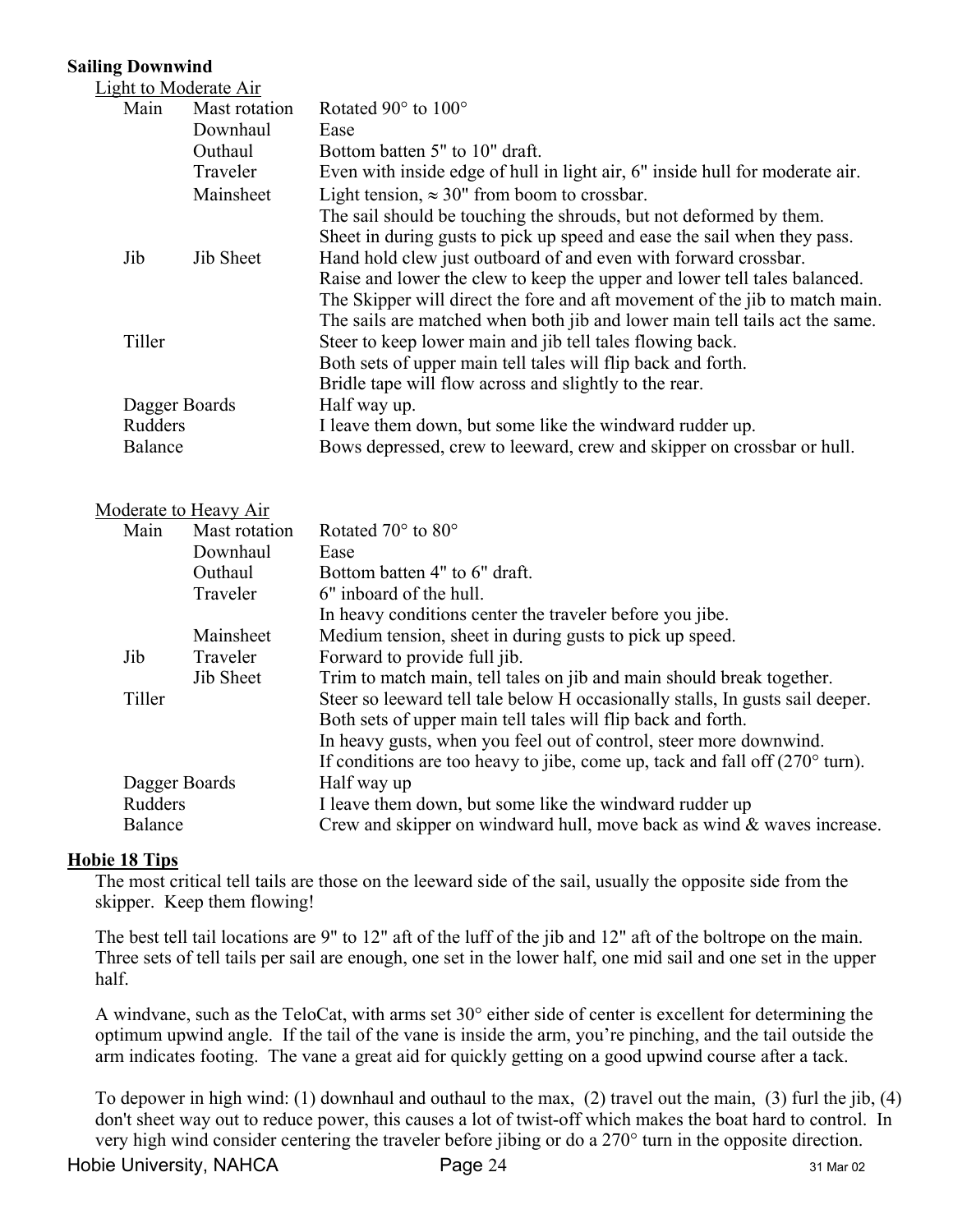**Sailing Downwind**

Light to Moderate Air

| | | |
|---|---|---|
| Main | Mast rotation | Rotated 90° to 100° |
| | Downhaul | Ease |
| | Outhaul | Bottom batten 5" to 10" draft. |
| | Traveler | Even with inside edge of hull in light air, 6" inside hull for moderate air. |
| | Mainsheet | Light tension, ≈ 30" from boom to crossbar. |
| | | The sail should be touching the shrouds, but not deformed by them. |
| | | Sheet in during gusts to pick up speed and ease the sail when they pass. |
| Jib | Jib Sheet | Hand hold clew just outboard of and even with forward crossbar. |
| | | Raise and lower the clew to keep the upper and lower tell tales balanced. |
| | | The Skipper will direct the fore and aft movement of the jib to match main. |
| | | The sails are matched when both jib and lower main tell tails act the same. |
| Tiller | | Steer to keep lower main and jib tell tales flowing back. |
| | | Both sets of upper main tell tales will flip back and forth. |
| | | Bridle tape will flow across and slightly to the rear. |
| Dagger Boards | | Half way up. |
| Rudders | | I leave them down, but some like the windward rudder up. |
| Balance | | Bows depressed, crew to leeward, crew and skipper on crossbar or hull. |

Moderate to Heavy Air

| | | |
|---|---|---|
| Main | Mast rotation | Rotated 70° to 80° |
| | Downhaul | Ease |
| | Outhaul | Bottom batten 4" to 6" draft. |
| | Traveler | 6" inboard of the hull. |
| | | In heavy conditions center the traveler before you jibe. |
| | Mainsheet | Medium tension, sheet in during gusts to pick up speed. |
| Jib | Traveler | Forward to provide full jib. |
| | Jib Sheet | Trim to match main, tell tales on jib and main should break together. |
| Tiller | | Steer so leeward tell tale below H occasionally stalls, In gusts sail deeper. |
| | | Both sets of upper main tell tales will flip back and forth. |
| | | In heavy gusts, when you feel out of control, steer more downwind. |
| | | If conditions are too heavy to jibe, come up, tack and fall off (270° turn). |
| Dagger Boards | | Half way up |
| Rudders | | I leave them down, but some like the windward rudder up |
| Balance | | Crew and skipper on windward hull, move back as wind & waves increase. |

## Hobie 18 Tips

The most critical tell tails are those on the leeward side of the sail, usually the opposite side from the skipper. Keep them flowing!

The best tell tail locations are 9" to 12" aft of the luff of the jib and 12" aft of the boltrope on the main. Three sets of tell tails per sail are enough, one set in the lower half, one mid sail and one set in the upper half.

A windvane, such as the TeloCat, with arms set 30° either side of center is excellent for determining the optimum upwind angle. If the tail of the vane is inside the arm, you're pinching, and the tail outside the arm indicates footing. The vane a great aid for quickly getting on a good upwind course after a tack.

To depower in high wind: (1) downhaul and outhaul to the max, (2) travel out the main, (3) furl the jib, (4) don't sheet way out to reduce power, this causes a lot of twist-off which makes the boat hard to control. In very high wind consider centering the traveler before jibing or do a 270° turn in the opposite direction.